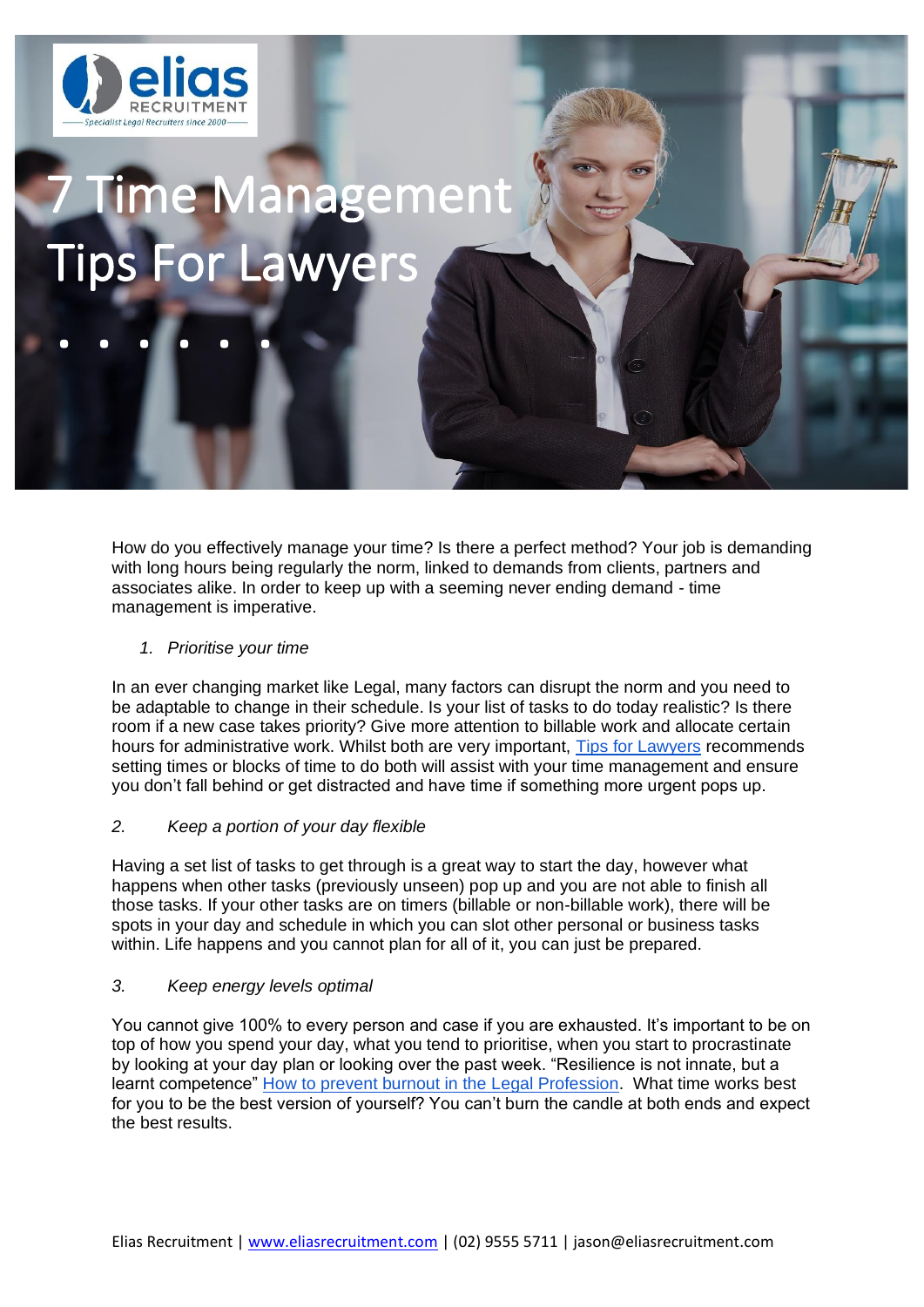# 7 Time Management Tips For Lawyers

How do you effectively manage your time? Is there a perfect method? Your job is demanding with long hours being regularly the norm, linked to demands from clients, partners and associates alike. In order to keep up with a seeming never ending demand - time management is imperative.

1. *Prioritise your time*

In an ever changing market like Legal, many factors can disrupt the norm and you need to be adaptable to change in their schedule. Is your list of tasks to do today realistic? Is there room if a new case takes priority? Give more attention to billable work and allocate certain hours for administrative work. Whilst both are very important, [Tips for Lawyers] recommends setting times or blocks of time to do both will assist with your time management and ensure you don't fall behind or get distracted and have time if something more urgent pops up.

2. *Keep a portion of your day flexible*

Having a set list of tasks to get through is a great way to start the day, however what happens when other tasks (previously unseen) pop up and you are not able to finish all those tasks. If your other tasks are on timers (billable or non-billable work), there will be spots in your day and schedule in which you can slot other personal or business tasks within. Life happens and you cannot plan for all of it, you can just be prepared.

3. *Keep energy levels optimal*

You cannot give 100% to every person and case if you are exhausted. It's important to be on top of how you spend your day, what you tend to prioritise, when you start to procrastinate by looking at your day plan or looking over the past week. "Resilience is not innate, but a learnt competence" [How to prevent burnout in the Legal Profession]. What time works best for you to be the best version of yourself? You can't burn the candle at both ends and expect the best results.

Elias Recruitment | www.eliasrecruitment.com | (02) 9555 5711 | jason@eliasrecruitment.com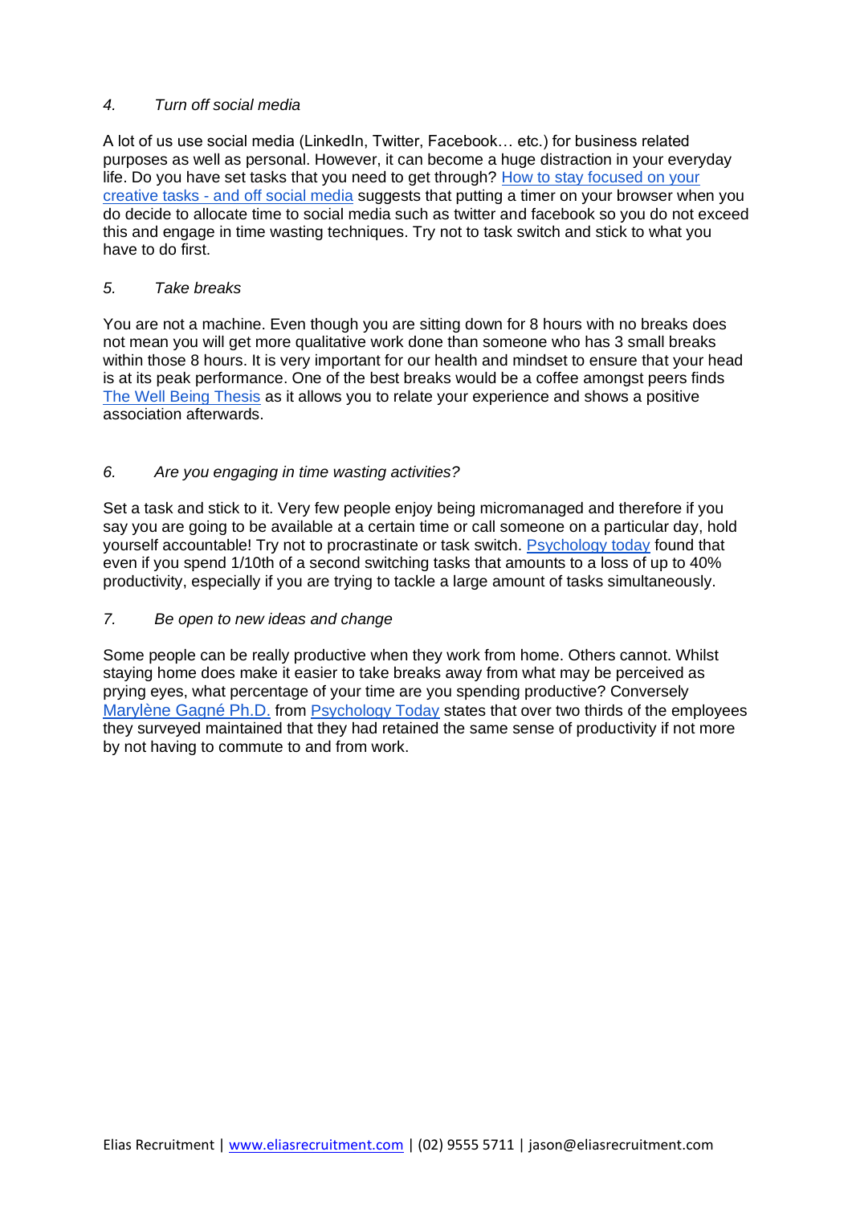### *4. Turn off social media*

A lot of us use social media (LinkedIn, Twitter, Facebook… etc.) for business related purposes as well as personal. However, it can become a huge distraction in your everyday life. Do you have set tasks that you need to get through? How to stay focused on your creative tasks - and off social media suggests that putting a timer on your browser when you do decide to allocate time to social media such as twitter and facebook so you do not exceed this and engage in time wasting techniques. Try not to task switch and stick to what you have to do first.

### *5. Take breaks*

You are not a machine. Even though you are sitting down for 8 hours with no breaks does not mean you will get more qualitative work done than someone who has 3 small breaks within those 8 hours. It is very important for our health and mindset to ensure that your head is at its peak performance. One of the best breaks would be a coffee amongst peers finds The Well Being Thesis as it allows you to relate your experience and shows a positive association afterwards.

### *6. Are you engaging in time wasting activities?*

Set a task and stick to it. Very few people enjoy being micromanaged and therefore if you say you are going to be available at a certain time or call someone on a particular day, hold yourself accountable! Try not to procrastinate or task switch. Psychology today found that even if you spend 1/10th of a second switching tasks that amounts to a loss of up to 40% productivity, especially if you are trying to tackle a large amount of tasks simultaneously.

### *7. Be open to new ideas and change*

Some people can be really productive when they work from home. Others cannot. Whilst staying home does make it easier to take breaks away from what may be perceived as prying eyes, what percentage of your time are you spending productive? Conversely Marylène Gagné Ph.D. from Psychology Today states that over two thirds of the employees they surveyed maintained that they had retained the same sense of productivity if not more by not having to commute to and from work.